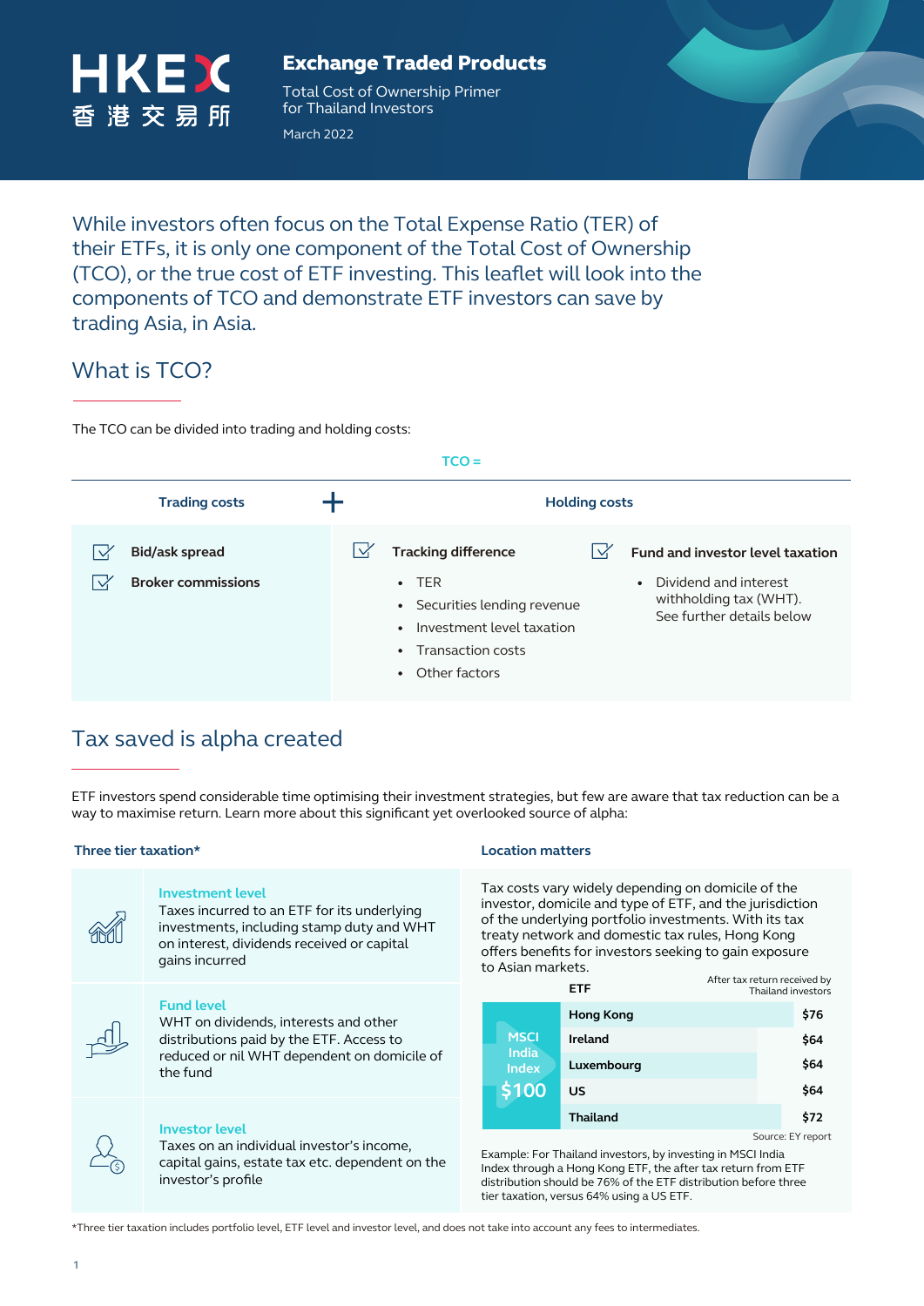# Exchange Traded Products

Total Cost of Ownership Primer for Thailand Investors

March 2022

While investors often focus on the Total Expense Ratio (TER) of their ETFs, it is only one component of the Total Cost of Ownership (TCO), or the true cost of ETF investing. This leaflet will look into the components of TCO and demonstrate ETF investors can save by trading Asia, in Asia.

## What is TCO?

The TCO can be divided into trading and holding costs:

**TCO =**

| Trading costs | + Holding costs | |
|---|---|---|
| **Bid/ask spread**<br>**Broker commissions** | **Tracking difference**<br>• TER<br>• Securities lending revenue<br>• Investment level taxation<br>• Transaction costs<br>• Other factors | **Fund and investor level taxation**<br>• Dividend and interest withholding tax (WHT). See further details below |

## Tax saved is alpha created

ETF investors spend considerable time optimising their investment strategies, but few are aware that tax reduction can be a way to maximise return. Learn more about this significant yet overlooked source of alpha:

### Three tier taxation*

**Investment level**
Taxes incurred to an ETF for its underlying investments, including stamp duty and WHT on interest, dividends received or capital gains incurred

**Fund level**
WHT on dividends, interests and other distributions paid by the ETF. Access to reduced or nil WHT dependent on domicile of the fund

**Investor level**
Taxes on an individual investor's income, capital gains, estate tax etc. dependent on the investor's profile

### Location matters

Tax costs vary widely depending on domicile of the investor, domicile and type of ETF, and the jurisdiction of the underlying portfolio investments. With its tax treaty network and domestic tax rules, Hong Kong offers benefits for investors seeking to gain exposure to Asian markets.

| | ETF | After tax return received by Thailand investors |
|---|---|---|
| MSCI India Index $100 | Hong Kong | $76 |
| | Ireland | $64 |
| | Luxembourg | $64 |
| | US | $64 |
| | Thailand | $72 |

Source: EY report

Example: For Thailand investors, by investing in MSCI India Index through a Hong Kong ETF, the after tax return from ETF distribution should be 76% of the ETF distribution before three tier taxation, versus 64% using a US ETF.

*Three tier taxation includes portfolio level, ETF level and investor level, and does not take into account any fees to intermediates.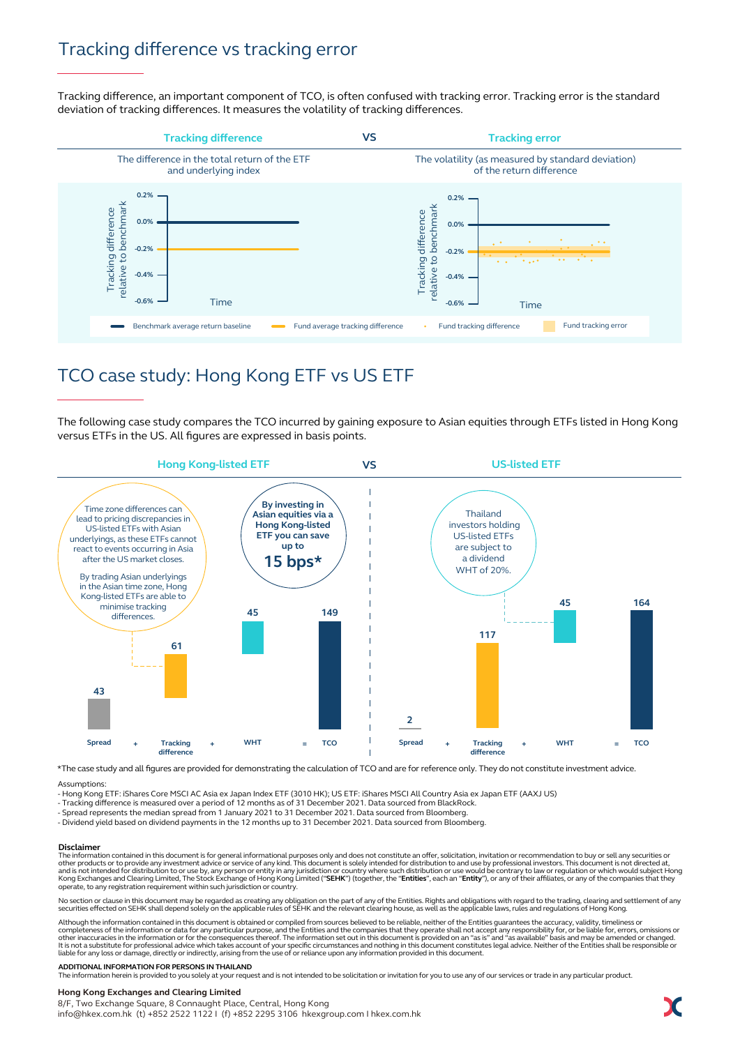## Tracking difference vs tracking error

Tracking difference, an important component of TCO, is often confused with tracking error. Tracking error is the standard deviation of tracking differences. It measures the volatility of tracking differences.

**Tracking difference** VS **Tracking error**

The difference in the total return of the ETF and underlying index

The volatility (as measured by standard deviation) of the return difference

Tracking difference relative to benchmark
0.2%
0.0%
-0.2%
-0.4%
-0.6%
Time

Tracking difference relative to benchmark
0.2%
0.0%
-0.2%
-0.4%
-0.6%
Time

Benchmark average return baseline
Fund average tracking difference
Fund tracking difference
Fund tracking error

## TCO case study: Hong Kong ETF vs US ETF

The following case study compares the TCO incurred by gaining exposure to Asian equities through ETFs listed in Hong Kong versus ETFs in the US. All figures are expressed in basis points.

**Hong Kong-listed ETF** VS **US-listed ETF**

Time zone differences can lead to pricing discrepancies in US-listed ETFs with Asian underlyings, as these ETFs cannot react to events occurring in Asia after the US market closes.

By trading Asian underlyings in the Asian time zone, Hong Kong-listed ETFs are able to minimise tracking differences.

**By investing in Asian equities via a Hong Kong-listed ETF you can save up to**
**15 bps***

43
Spread
+
61
Tracking difference
+
45
WHT
=
149
TCO

Thailand investors holding US-listed ETFs are subject to a dividend WHT of 20%.

2
Spread
+
117
Tracking difference
+
45
WHT
=
164
TCO

*The case study and all figures are provided for demonstrating the calculation of TCO and are for reference only. They do not constitute investment advice.

Assumptions:
- Hong Kong ETF: iShares Core MSCI AC Asia ex Japan Index ETF (3010 HK); US ETF: iShares MSCI All Country Asia ex Japan ETF (AAXJ US)
- Tracking difference is measured over a period of 12 months as of 31 December 2021. Data sourced from BlackRock.
- Spread represents the median spread from 1 January 2021 to 31 December 2021. Data sourced from Bloomberg.
- Dividend yield based on dividend payments in the 12 months up to 31 December 2021. Data sourced from Bloomberg.

**Disclaimer**
The information contained in this document is for general informational purposes only and does not constitute an offer, solicitation, invitation or recommendation to buy or sell any securities or other products or to provide any investment advice or service of any kind. This document is solely intended for distribution to and use by professional investors. This document is not directed at, and is not intended for distribution to or use by, any person or entity in any jurisdiction or country where such distribution or use would be contrary to law or regulation or which would subject Hong Kong Exchanges and Clearing Limited, The Stock Exchange of Hong Kong Limited ("**SEHK**") (together, the "**Entities**", each an "**Entity**"), or any of their affiliates, or any of the companies that they operate, to any registration requirement within such jurisdiction or country.

No section or clause in this document may be regarded as creating any obligation on the part of any of the Entities. Rights and obligations with regard to the trading, clearing and settlement of any securities effected on SEHK shall depend solely on the applicable rules of SEHK and the relevant clearing house, as well as the applicable laws, rules and regulations of Hong Kong.

Although the information contained in this document is obtained or compiled from sources believed to be reliable, neither of the Entities guarantees the accuracy, validity, timeliness or completeness of the information or data for any particular purpose, and the Entities and the companies that they operate shall not accept any responsibility for, or be liable for, errors, omissions or other inaccuracies in the information or for the consequences thereof. The information set out in this document is provided on an "as is" and "as available" basis and may be amended or changed. It is not a substitute for professional advice which takes account of your specific circumstances and nothing in this document constitutes legal advice. Neither of the Entities shall be responsible or liable for any loss or damage, directly or indirectly, arising from the use of or reliance upon any information provided in this document.

**ADDITIONAL INFORMATION FOR PERSONS IN THAILAND**
The information herein is provided to you solely at your request and is not intended to be solicitation or invitation for you to use any of our services or trade in any particular product.

**Hong Kong Exchanges and Clearing Limited**
8/F, Two Exchange Square, 8 Connaught Place, Central, Hong Kong
info@hkex.com.hk (t) +852 2522 1122 I (f) +852 2295 3106 hkexgroup.com I hkex.com.hk